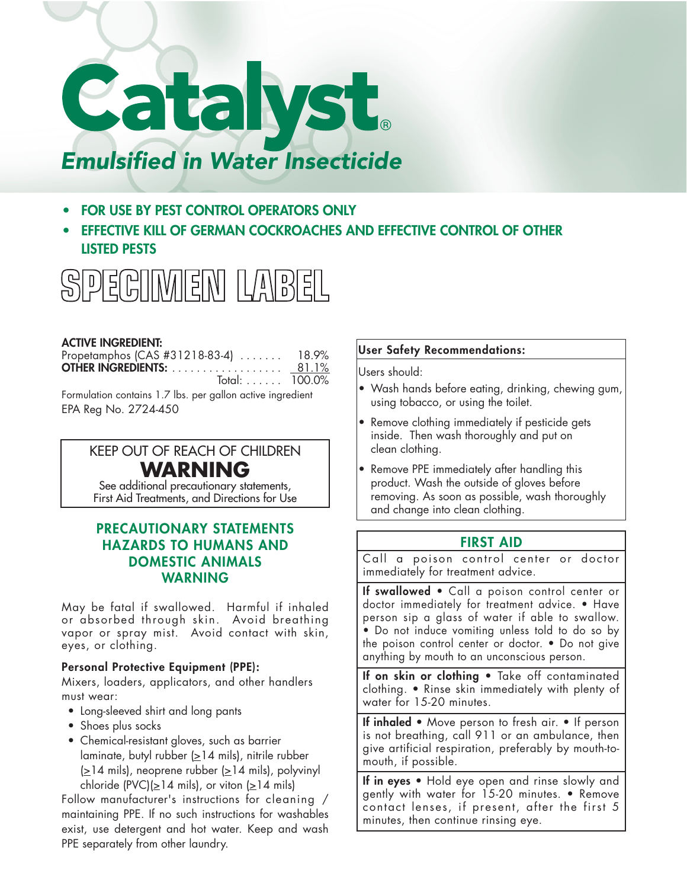# Catalyst®

*Emulsified in Water Insecticide*

- **FOR USE BY PEST CONTROL OPERATORS ONLY**
- **EFFECTIVE KILL OF GERMAN COCKROACHES AND EFFECTIVE CONTROL OF OTHER LISTED PESTS**

# SPECIMEN LABEL

**ACTIVE INGREDIENT:**

| | |
|---|---|
| Propetamphos (CAS #31218-83-4) | 18.9% |
| **OTHER INGREDIENTS:** | 81.1% |
| Total: | 100.0% |

Formulation contains 1.7 lbs. per gallon active ingredient

EPA Reg No. 2724-450

**KEEP OUT OF REACH OF CHILDREN**

**WARNING**

See additional precautionary statements, First Aid Treatments, and Directions for Use

## PRECAUTIONARY STATEMENTS HAZARDS TO HUMANS AND DOMESTIC ANIMALS WARNING

May be fatal if swallowed. Harmful if inhaled or absorbed through skin. Avoid breathing vapor or spray mist. Avoid contact with skin, eyes, or clothing.

**Personal Protective Equipment (PPE):**

Mixers, loaders, applicators, and other handlers must wear:

- Long-sleeved shirt and long pants
- Shoes plus socks
- Chemical-resistant gloves, such as barrier laminate, butyl rubber (≥14 mils), nitrile rubber (≥14 mils), neoprene rubber (≥14 mils), polyvinyl chloride (PVC)(≥14 mils), or viton (≥14 mils)

Follow manufacturer's instructions for cleaning / maintaining PPE. If no such instructions for washables exist, use detergent and hot water. Keep and wash PPE separately from other laundry.

**User Safety Recommendations:**

Users should:

- Wash hands before eating, drinking, chewing gum, using tobacco, or using the toilet.
- Remove clothing immediately if pesticide gets inside. Then wash thoroughly and put on clean clothing.
- Remove PPE immediately after handling this product. Wash the outside of gloves before removing. As soon as possible, wash thoroughly and change into clean clothing.

## FIRST AID

Call a poison control center or doctor immediately for treatment advice.

**If swallowed** • Call a poison control center or doctor immediately for treatment advice. • Have person sip a glass of water if able to swallow. • Do not induce vomiting unless told to do so by the poison control center or doctor. • Do not give anything by mouth to an unconscious person.

**If on skin or clothing** • Take off contaminated clothing. • Rinse skin immediately with plenty of water for 15-20 minutes.

**If inhaled** • Move person to fresh air. • If person is not breathing, call 911 or an ambulance, then give artificial respiration, preferably by mouth-to-mouth, if possible.

**If in eyes** • Hold eye open and rinse slowly and gently with water for 15-20 minutes. • Remove contact lenses, if present, after the first 5 minutes, then continue rinsing eye.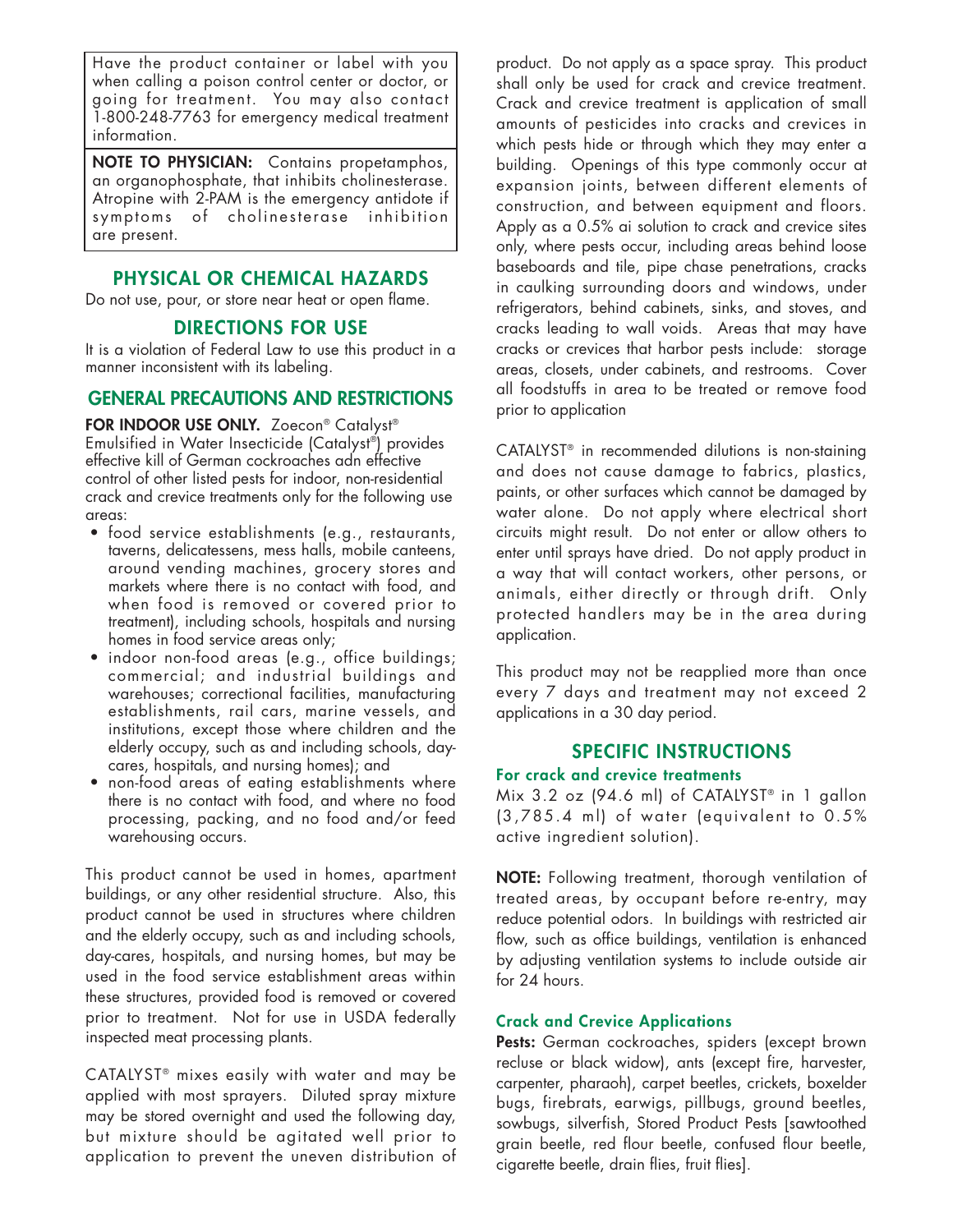Have the product container or label with you when calling a poison control center or doctor, or going for treatment. You may also contact 1-800-248-7763 for emergency medical treatment information.

**NOTE TO PHYSICIAN:** Contains propetamphos, an organophosphate, that inhibits cholinesterase. Atropine with 2-PAM is the emergency antidote if symptoms of cholinesterase inhibition are present.

## PHYSICAL OR CHEMICAL HAZARDS

Do not use, pour, or store near heat or open flame.

## DIRECTIONS FOR USE

It is a violation of Federal Law to use this product in a manner inconsistent with its labeling.

## GENERAL PRECAUTIONS AND RESTRICTIONS

**FOR INDOOR USE ONLY.** Zoecon® Catalyst® Emulsified in Water Insecticide (Catalyst®) provides effective kill of German cockroaches adn effective control of other listed pests for indoor, non-residential crack and crevice treatments only for the following use areas:

- food service establishments (e.g., restaurants, taverns, delicatessens, mess halls, mobile canteens, around vending machines, grocery stores and markets where there is no contact with food, and when food is removed or covered prior to treatment), including schools, hospitals and nursing homes in food service areas only;
- indoor non-food areas (e.g., office buildings; commercial; and industrial buildings and warehouses; correctional facilities, manufacturing establishments, rail cars, marine vessels, and institutions, except those where children and the elderly occupy, such as and including schools, day-cares, hospitals, and nursing homes); and
- non-food areas of eating establishments where there is no contact with food, and where no food processing, packing, and no food and/or feed warehousing occurs.

This product cannot be used in homes, apartment buildings, or any other residential structure. Also, this product cannot be used in structures where children and the elderly occupy, such as and including schools, day-cares, hospitals, and nursing homes, but may be used in the food service establishment areas within these structures, provided food is removed or covered prior to treatment. Not for use in USDA federally inspected meat processing plants.

CATALYST® mixes easily with water and may be applied with most sprayers. Diluted spray mixture may be stored overnight and used the following day, but mixture should be agitated well prior to application to prevent the uneven distribution of product. Do not apply as a space spray. This product shall only be used for crack and crevice treatment. Crack and crevice treatment is application of small amounts of pesticides into cracks and crevices in which pests hide or through which they may enter a building. Openings of this type commonly occur at expansion joints, between different elements of construction, and between equipment and floors. Apply as a 0.5% ai solution to crack and crevice sites only, where pests occur, including areas behind loose baseboards and tile, pipe chase penetrations, cracks in caulking surrounding doors and windows, under refrigerators, behind cabinets, sinks, and stoves, and cracks leading to wall voids. Areas that may have cracks or crevices that harbor pests include: storage areas, closets, under cabinets, and restrooms. Cover all foodstuffs in area to be treated or remove food prior to application

CATALYST® in recommended dilutions is non-staining and does not cause damage to fabrics, plastics, paints, or other surfaces which cannot be damaged by water alone. Do not apply where electrical short circuits might result. Do not enter or allow others to enter until sprays have dried. Do not apply product in a way that will contact workers, other persons, or animals, either directly or through drift. Only protected handlers may be in the area during application.

This product may not be reapplied more than once every 7 days and treatment may not exceed 2 applications in a 30 day period.

## SPECIFIC INSTRUCTIONS

### For crack and crevice treatments

Mix 3.2 oz (94.6 ml) of CATALYST® in 1 gallon (3,785.4 ml) of water (equivalent to 0.5% active ingredient solution).

**NOTE:** Following treatment, thorough ventilation of treated areas, by occupant before re-entry, may reduce potential odors. In buildings with restricted air flow, such as office buildings, ventilation is enhanced by adjusting ventilation systems to include outside air for 24 hours.

### Crack and Crevice Applications

**Pests:** German cockroaches, spiders (except brown recluse or black widow), ants (except fire, harvester, carpenter, pharaoh), carpet beetles, crickets, boxelder bugs, firebrats, earwigs, pillbugs, ground beetles, sowbugs, silverfish, Stored Product Pests [sawtoothed grain beetle, red flour beetle, confused flour beetle, cigarette beetle, drain flies, fruit flies].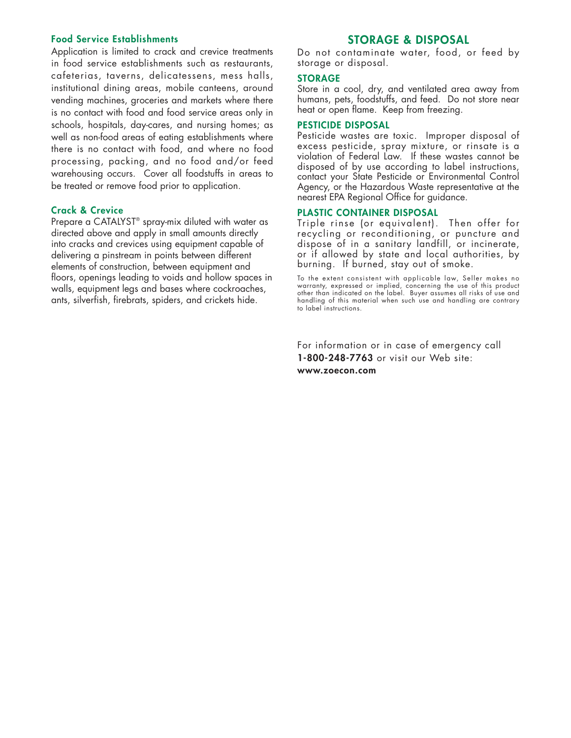### Food Service Establishments

Application is limited to crack and crevice treatments in food service establishments such as restaurants, cafeterias, taverns, delicatessens, mess halls, institutional dining areas, mobile canteens, around vending machines, groceries and markets where there is no contact with food and food service areas only in schools, hospitals, day-cares, and nursing homes; as well as non-food areas of eating establishments where there is no contact with food, and where no food processing, packing, and no food and/or feed warehousing occurs. Cover all foodstuffs in areas to be treated or remove food prior to application.

### Crack & Crevice

Prepare a CATALYST® spray-mix diluted with water as directed above and apply in small amounts directly into cracks and crevices using equipment capable of delivering a pinstream in points between different elements of construction, between equipment and floors, openings leading to voids and hollow spaces in walls, equipment legs and bases where cockroaches, ants, silverfish, firebrats, spiders, and crickets hide.

## STORAGE & DISPOSAL

Do not contaminate water, food, or feed by storage or disposal.

### STORAGE

Store in a cool, dry, and ventilated area away from humans, pets, foodstuffs, and feed. Do not store near heat or open flame. Keep from freezing.

### PESTICIDE DISPOSAL

Pesticide wastes are toxic. Improper disposal of excess pesticide, spray mixture, or rinsate is a violation of Federal Law. If these wastes cannot be disposed of by use according to label instructions, contact your State Pesticide or Environmental Control Agency, or the Hazardous Waste representative at the nearest EPA Regional Office for guidance.

### PLASTIC CONTAINER DISPOSAL

Triple rinse (or equivalent). Then offer for recycling or reconditioning, or puncture and dispose of in a sanitary landfill, or incinerate, or if allowed by state and local authorities, by burning. If burned, stay out of smoke.

To the extent consistent with applicable law, Seller makes no warranty, expressed or implied, concerning the use of this product other than indicated on the label. Buyer assumes all risks of use and handling of this material when such use and handling are contrary to label instructions.

For information or in case of emergency call **1-800-248-7763** or visit our Web site: **www.zoecon.com**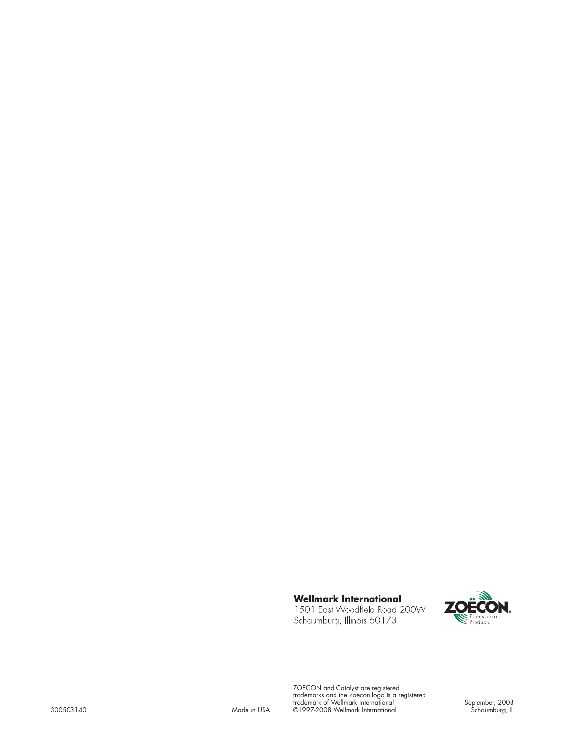**Wellmark International**
1501 East Woodfield Road 200W
Schaumburg, Illinois 60173

ZOËCON Professional Products

300503140

Made in USA

ZOECON and Catalyst are registered trademarks and the Zoecon logo is a registered trademark of Wellmark International
©1997-2008 Wellmark International

September, 2008
Schaumburg, IL